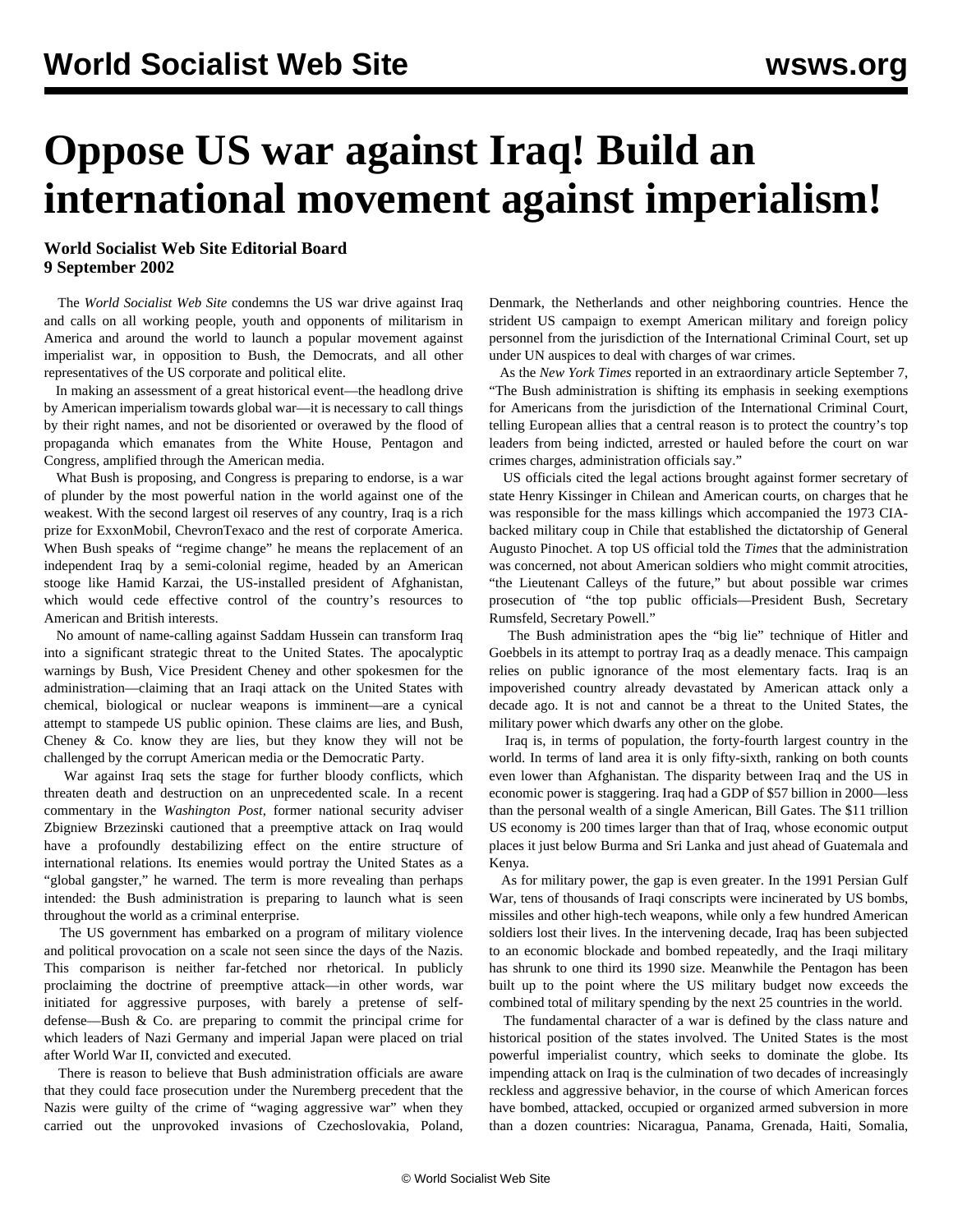# Oppose US war against Iraq! Build an international movement against imperialism!

**World Socialist Web Site Editorial Board**
**9 September 2002**

The *World Socialist Web Site* condemns the US war drive against Iraq and calls on all working people, youth and opponents of militarism in America and around the world to launch a popular movement against imperialist war, in opposition to Bush, the Democrats, and all other representatives of the US corporate and political elite.

In making an assessment of a great historical event—the headlong drive by American imperialism towards global war—it is necessary to call things by their right names, and not be disoriented or overawed by the flood of propaganda which emanates from the White House, Pentagon and Congress, amplified through the American media.

What Bush is proposing, and Congress is preparing to endorse, is a war of plunder by the most powerful nation in the world against one of the weakest. With the second largest oil reserves of any country, Iraq is a rich prize for ExxonMobil, ChevronTexaco and the rest of corporate America. When Bush speaks of "regime change" he means the replacement of an independent Iraq by a semi-colonial regime, headed by an American stooge like Hamid Karzai, the US-installed president of Afghanistan, which would cede effective control of the country's resources to American and British interests.

No amount of name-calling against Saddam Hussein can transform Iraq into a significant strategic threat to the United States. The apocalyptic warnings by Bush, Vice President Cheney and other spokesmen for the administration—claiming that an Iraqi attack on the United States with chemical, biological or nuclear weapons is imminent—are a cynical attempt to stampede US public opinion. These claims are lies, and Bush, Cheney & Co. know they are lies, but they know they will not be challenged by the corrupt American media or the Democratic Party.

War against Iraq sets the stage for further bloody conflicts, which threaten death and destruction on an unprecedented scale. In a recent commentary in the *Washington Post*, former national security adviser Zbigniew Brzezinski cautioned that a preemptive attack on Iraq would have a profoundly destabilizing effect on the entire structure of international relations. Its enemies would portray the United States as a "global gangster," he warned. The term is more revealing than perhaps intended: the Bush administration is preparing to launch what is seen throughout the world as a criminal enterprise.

The US government has embarked on a program of military violence and political provocation on a scale not seen since the days of the Nazis. This comparison is neither far-fetched nor rhetorical. In publicly proclaiming the doctrine of preemptive attack—in other words, war initiated for aggressive purposes, with barely a pretense of self-defense—Bush & Co. are preparing to commit the principal crime for which leaders of Nazi Germany and imperial Japan were placed on trial after World War II, convicted and executed.

There is reason to believe that Bush administration officials are aware that they could face prosecution under the Nuremberg precedent that the Nazis were guilty of the crime of "waging aggressive war" when they carried out the unprovoked invasions of Czechoslovakia, Poland, Denmark, the Netherlands and other neighboring countries. Hence the strident US campaign to exempt American military and foreign policy personnel from the jurisdiction of the International Criminal Court, set up under UN auspices to deal with charges of war crimes.

As the *New York Times* reported in an extraordinary article September 7, "The Bush administration is shifting its emphasis in seeking exemptions for Americans from the jurisdiction of the International Criminal Court, telling European allies that a central reason is to protect the country's top leaders from being indicted, arrested or hauled before the court on war crimes charges, administration officials say."

US officials cited the legal actions brought against former secretary of state Henry Kissinger in Chilean and American courts, on charges that he was responsible for the mass killings which accompanied the 1973 CIA-backed military coup in Chile that established the dictatorship of General Augusto Pinochet. A top US official told the *Times* that the administration was concerned, not about American soldiers who might commit atrocities, "the Lieutenant Calleys of the future," but about possible war crimes prosecution of "the top public officials—President Bush, Secretary Rumsfeld, Secretary Powell."

The Bush administration apes the "big lie" technique of Hitler and Goebbels in its attempt to portray Iraq as a deadly menace. This campaign relies on public ignorance of the most elementary facts. Iraq is an impoverished country already devastated by American attack only a decade ago. It is not and cannot be a threat to the United States, the military power which dwarfs any other on the globe.

Iraq is, in terms of population, the forty-fourth largest country in the world. In terms of land area it is only fifty-sixth, ranking on both counts even lower than Afghanistan. The disparity between Iraq and the US in economic power is staggering. Iraq had a GDP of $57 billion in 2000—less than the personal wealth of a single American, Bill Gates. The $11 trillion US economy is 200 times larger than that of Iraq, whose economic output places it just below Burma and Sri Lanka and just ahead of Guatemala and Kenya.

As for military power, the gap is even greater. In the 1991 Persian Gulf War, tens of thousands of Iraqi conscripts were incinerated by US bombs, missiles and other high-tech weapons, while only a few hundred American soldiers lost their lives. In the intervening decade, Iraq has been subjected to an economic blockade and bombed repeatedly, and the Iraqi military has shrunk to one third its 1990 size. Meanwhile the Pentagon has been built up to the point where the US military budget now exceeds the combined total of military spending by the next 25 countries in the world.

The fundamental character of a war is defined by the class nature and historical position of the states involved. The United States is the most powerful imperialist country, which seeks to dominate the globe. Its impending attack on Iraq is the culmination of two decades of increasingly reckless and aggressive behavior, in the course of which American forces have bombed, attacked, occupied or organized armed subversion in more than a dozen countries: Nicaragua, Panama, Grenada, Haiti, Somalia,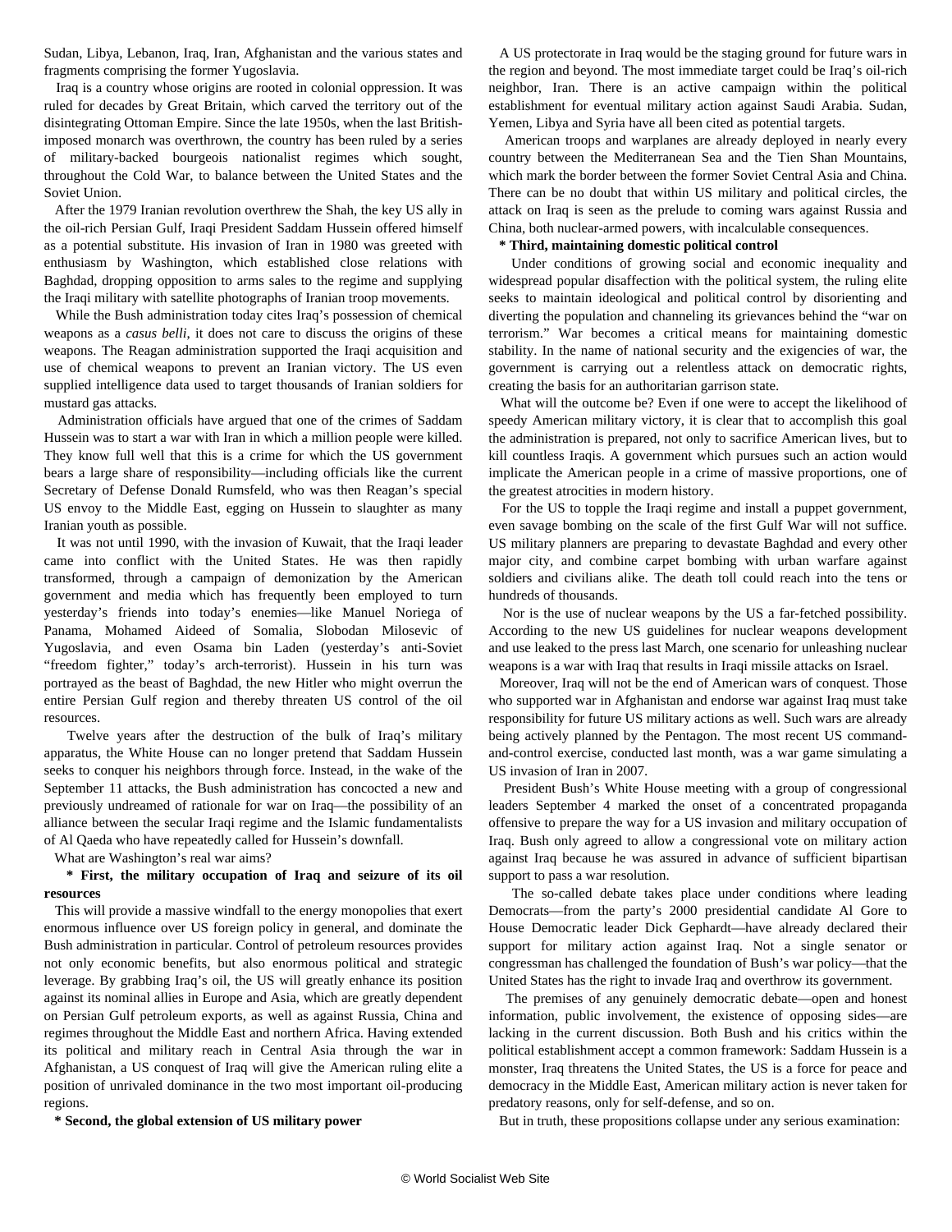Sudan, Libya, Lebanon, Iraq, Iran, Afghanistan and the various states and fragments comprising the former Yugoslavia.

Iraq is a country whose origins are rooted in colonial oppression. It was ruled for decades by Great Britain, which carved the territory out of the disintegrating Ottoman Empire. Since the late 1950s, when the last British-imposed monarch was overthrown, the country has been ruled by a series of military-backed bourgeois nationalist regimes which sought, throughout the Cold War, to balance between the United States and the Soviet Union.

After the 1979 Iranian revolution overthrew the Shah, the key US ally in the oil-rich Persian Gulf, Iraqi President Saddam Hussein offered himself as a potential substitute. His invasion of Iran in 1980 was greeted with enthusiasm by Washington, which established close relations with Baghdad, dropping opposition to arms sales to the regime and supplying the Iraqi military with satellite photographs of Iranian troop movements.

While the Bush administration today cites Iraq's possession of chemical weapons as a *casus belli*, it does not care to discuss the origins of these weapons. The Reagan administration supported the Iraqi acquisition and use of chemical weapons to prevent an Iranian victory. The US even supplied intelligence data used to target thousands of Iranian soldiers for mustard gas attacks.

Administration officials have argued that one of the crimes of Saddam Hussein was to start a war with Iran in which a million people were killed. They know full well that this is a crime for which the US government bears a large share of responsibility—including officials like the current Secretary of Defense Donald Rumsfeld, who was then Reagan's special US envoy to the Middle East, egging on Hussein to slaughter as many Iranian youth as possible.

It was not until 1990, with the invasion of Kuwait, that the Iraqi leader came into conflict with the United States. He was then rapidly transformed, through a campaign of demonization by the American government and media which has frequently been employed to turn yesterday's friends into today's enemies—like Manuel Noriega of Panama, Mohamed Aideed of Somalia, Slobodan Milosevic of Yugoslavia, and even Osama bin Laden (yesterday's anti-Soviet "freedom fighter," today's arch-terrorist). Hussein in his turn was portrayed as the beast of Baghdad, the new Hitler who might overrun the entire Persian Gulf region and thereby threaten US control of the oil resources.

Twelve years after the destruction of the bulk of Iraq's military apparatus, the White House can no longer pretend that Saddam Hussein seeks to conquer his neighbors through force. Instead, in the wake of the September 11 attacks, the Bush administration has concocted a new and previously undreamed of rationale for war on Iraq—the possibility of an alliance between the secular Iraqi regime and the Islamic fundamentalists of Al Qaeda who have repeatedly called for Hussein's downfall.

What are Washington's real war aims?

**\* First, the military occupation of Iraq and seizure of its oil resources**

This will provide a massive windfall to the energy monopolies that exert enormous influence over US foreign policy in general, and dominate the Bush administration in particular. Control of petroleum resources provides not only economic benefits, but also enormous political and strategic leverage. By grabbing Iraq's oil, the US will greatly enhance its position against its nominal allies in Europe and Asia, which are greatly dependent on Persian Gulf petroleum exports, as well as against Russia, China and regimes throughout the Middle East and northern Africa. Having extended its political and military reach in Central Asia through the war in Afghanistan, a US conquest of Iraq will give the American ruling elite a position of unrivaled dominance in the two most important oil-producing regions.

**\* Second, the global extension of US military power**

A US protectorate in Iraq would be the staging ground for future wars in the region and beyond. The most immediate target could be Iraq's oil-rich neighbor, Iran. There is an active campaign within the political establishment for eventual military action against Saudi Arabia. Sudan, Yemen, Libya and Syria have all been cited as potential targets.

American troops and warplanes are already deployed in nearly every country between the Mediterranean Sea and the Tien Shan Mountains, which mark the border between the former Soviet Central Asia and China. There can be no doubt that within US military and political circles, the attack on Iraq is seen as the prelude to coming wars against Russia and China, both nuclear-armed powers, with incalculable consequences.

**\* Third, maintaining domestic political control**

Under conditions of growing social and economic inequality and widespread popular disaffection with the political system, the ruling elite seeks to maintain ideological and political control by disorienting and diverting the population and channeling its grievances behind the "war on terrorism." War becomes a critical means for maintaining domestic stability. In the name of national security and the exigencies of war, the government is carrying out a relentless attack on democratic rights, creating the basis for an authoritarian garrison state.

What will the outcome be? Even if one were to accept the likelihood of speedy American military victory, it is clear that to accomplish this goal the administration is prepared, not only to sacrifice American lives, but to kill countless Iraqis. A government which pursues such an action would implicate the American people in a crime of massive proportions, one of the greatest atrocities in modern history.

For the US to topple the Iraqi regime and install a puppet government, even savage bombing on the scale of the first Gulf War will not suffice. US military planners are preparing to devastate Baghdad and every other major city, and combine carpet bombing with urban warfare against soldiers and civilians alike. The death toll could reach into the tens or hundreds of thousands.

Nor is the use of nuclear weapons by the US a far-fetched possibility. According to the new US guidelines for nuclear weapons development and use leaked to the press last March, one scenario for unleashing nuclear weapons is a war with Iraq that results in Iraqi missile attacks on Israel.

Moreover, Iraq will not be the end of American wars of conquest. Those who supported war in Afghanistan and endorse war against Iraq must take responsibility for future US military actions as well. Such wars are already being actively planned by the Pentagon. The most recent US command-and-control exercise, conducted last month, was a war game simulating a US invasion of Iran in 2007.

President Bush's White House meeting with a group of congressional leaders September 4 marked the onset of a concentrated propaganda offensive to prepare the way for a US invasion and military occupation of Iraq. Bush only agreed to allow a congressional vote on military action against Iraq because he was assured in advance of sufficient bipartisan support to pass a war resolution.

The so-called debate takes place under conditions where leading Democrats—from the party's 2000 presidential candidate Al Gore to House Democratic leader Dick Gephardt—have already declared their support for military action against Iraq. Not a single senator or congressman has challenged the foundation of Bush's war policy—that the United States has the right to invade Iraq and overthrow its government.

The premises of any genuinely democratic debate—open and honest information, public involvement, the existence of opposing sides—are lacking in the current discussion. Both Bush and his critics within the political establishment accept a common framework: Saddam Hussein is a monster, Iraq threatens the United States, the US is a force for peace and democracy in the Middle East, American military action is never taken for predatory reasons, only for self-defense, and so on.

But in truth, these propositions collapse under any serious examination: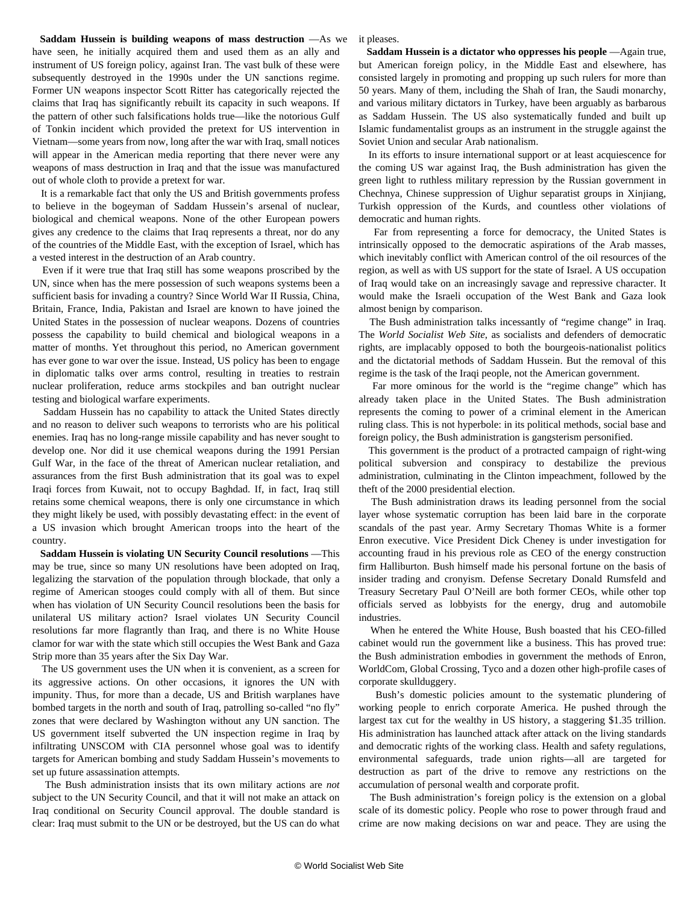**Saddam Hussein is building weapons of mass destruction** —As we have seen, he initially acquired them and used them as an ally and instrument of US foreign policy, against Iran. The vast bulk of these were subsequently destroyed in the 1990s under the UN sanctions regime. Former UN weapons inspector Scott Ritter has categorically rejected the claims that Iraq has significantly rebuilt its capacity in such weapons. If the pattern of other such falsifications holds true—like the notorious Gulf of Tonkin incident which provided the pretext for US intervention in Vietnam—some years from now, long after the war with Iraq, small notices will appear in the American media reporting that there never were any weapons of mass destruction in Iraq and that the issue was manufactured out of whole cloth to provide a pretext for war.

It is a remarkable fact that only the US and British governments profess to believe in the bogeyman of Saddam Hussein's arsenal of nuclear, biological and chemical weapons. None of the other European powers gives any credence to the claims that Iraq represents a threat, nor do any of the countries of the Middle East, with the exception of Israel, which has a vested interest in the destruction of an Arab country.

Even if it were true that Iraq still has some weapons proscribed by the UN, since when has the mere possession of such weapons systems been a sufficient basis for invading a country? Since World War II Russia, China, Britain, France, India, Pakistan and Israel are known to have joined the United States in the possession of nuclear weapons. Dozens of countries possess the capability to build chemical and biological weapons in a matter of months. Yet throughout this period, no American government has ever gone to war over the issue. Instead, US policy has been to engage in diplomatic talks over arms control, resulting in treaties to restrain nuclear proliferation, reduce arms stockpiles and ban outright nuclear testing and biological warfare experiments.

Saddam Hussein has no capability to attack the United States directly and no reason to deliver such weapons to terrorists who are his political enemies. Iraq has no long-range missile capability and has never sought to develop one. Nor did it use chemical weapons during the 1991 Persian Gulf War, in the face of the threat of American nuclear retaliation, and assurances from the first Bush administration that its goal was to expel Iraqi forces from Kuwait, not to occupy Baghdad. If, in fact, Iraq still retains some chemical weapons, there is only one circumstance in which they might likely be used, with possibly devastating effect: in the event of a US invasion which brought American troops into the heart of the country.

**Saddam Hussein is violating UN Security Council resolutions** —This may be true, since so many UN resolutions have been adopted on Iraq, legalizing the starvation of the population through blockade, that only a regime of American stooges could comply with all of them. But since when has violation of UN Security Council resolutions been the basis for unilateral US military action? Israel violates UN Security Council resolutions far more flagrantly than Iraq, and there is no White House clamor for war with the state which still occupies the West Bank and Gaza Strip more than 35 years after the Six Day War.

The US government uses the UN when it is convenient, as a screen for its aggressive actions. On other occasions, it ignores the UN with impunity. Thus, for more than a decade, US and British warplanes have bombed targets in the north and south of Iraq, patrolling so-called "no fly" zones that were declared by Washington without any UN sanction. The US government itself subverted the UN inspection regime in Iraq by infiltrating UNSCOM with CIA personnel whose goal was to identify targets for American bombing and study Saddam Hussein's movements to set up future assassination attempts.

The Bush administration insists that its own military actions are *not* subject to the UN Security Council, and that it will not make an attack on Iraq conditional on Security Council approval. The double standard is clear: Iraq must submit to the UN or be destroyed, but the US can do what it pleases.

**Saddam Hussein is a dictator who oppresses his people** —Again true, but American foreign policy, in the Middle East and elsewhere, has consisted largely in promoting and propping up such rulers for more than 50 years. Many of them, including the Shah of Iran, the Saudi monarchy, and various military dictators in Turkey, have been arguably as barbarous as Saddam Hussein. The US also systematically funded and built up Islamic fundamentalist groups as an instrument in the struggle against the Soviet Union and secular Arab nationalism.

In its efforts to insure international support or at least acquiescence for the coming US war against Iraq, the Bush administration has given the green light to ruthless military repression by the Russian government in Chechnya, Chinese suppression of Uighur separatist groups in Xinjiang, Turkish oppression of the Kurds, and countless other violations of democratic and human rights.

Far from representing a force for democracy, the United States is intrinsically opposed to the democratic aspirations of the Arab masses, which inevitably conflict with American control of the oil resources of the region, as well as with US support for the state of Israel. A US occupation of Iraq would take on an increasingly savage and repressive character. It would make the Israeli occupation of the West Bank and Gaza look almost benign by comparison.

The Bush administration talks incessantly of "regime change" in Iraq. The *World Socialist Web Site*, as socialists and defenders of democratic rights, are implacably opposed to both the bourgeois-nationalist politics and the dictatorial methods of Saddam Hussein. But the removal of this regime is the task of the Iraqi people, not the American government.

Far more ominous for the world is the "regime change" which has already taken place in the United States. The Bush administration represents the coming to power of a criminal element in the American ruling class. This is not hyperbole: in its political methods, social base and foreign policy, the Bush administration is gangsterism personified.

This government is the product of a protracted campaign of right-wing political subversion and conspiracy to destabilize the previous administration, culminating in the Clinton impeachment, followed by the theft of the 2000 presidential election.

The Bush administration draws its leading personnel from the social layer whose systematic corruption has been laid bare in the corporate scandals of the past year. Army Secretary Thomas White is a former Enron executive. Vice President Dick Cheney is under investigation for accounting fraud in his previous role as CEO of the energy construction firm Halliburton. Bush himself made his personal fortune on the basis of insider trading and cronyism. Defense Secretary Donald Rumsfeld and Treasury Secretary Paul O'Neill are both former CEOs, while other top officials served as lobbyists for the energy, drug and automobile industries.

When he entered the White House, Bush boasted that his CEO-filled cabinet would run the government like a business. This has proved true: the Bush administration embodies in government the methods of Enron, WorldCom, Global Crossing, Tyco and a dozen other high-profile cases of corporate skullduggery.

Bush's domestic policies amount to the systematic plundering of working people to enrich corporate America. He pushed through the largest tax cut for the wealthy in US history, a staggering $1.35 trillion. His administration has launched attack after attack on the living standards and democratic rights of the working class. Health and safety regulations, environmental safeguards, trade union rights—all are targeted for destruction as part of the drive to remove any restrictions on the accumulation of personal wealth and corporate profit.

The Bush administration's foreign policy is the extension on a global scale of its domestic policy. People who rose to power through fraud and crime are now making decisions on war and peace. They are using the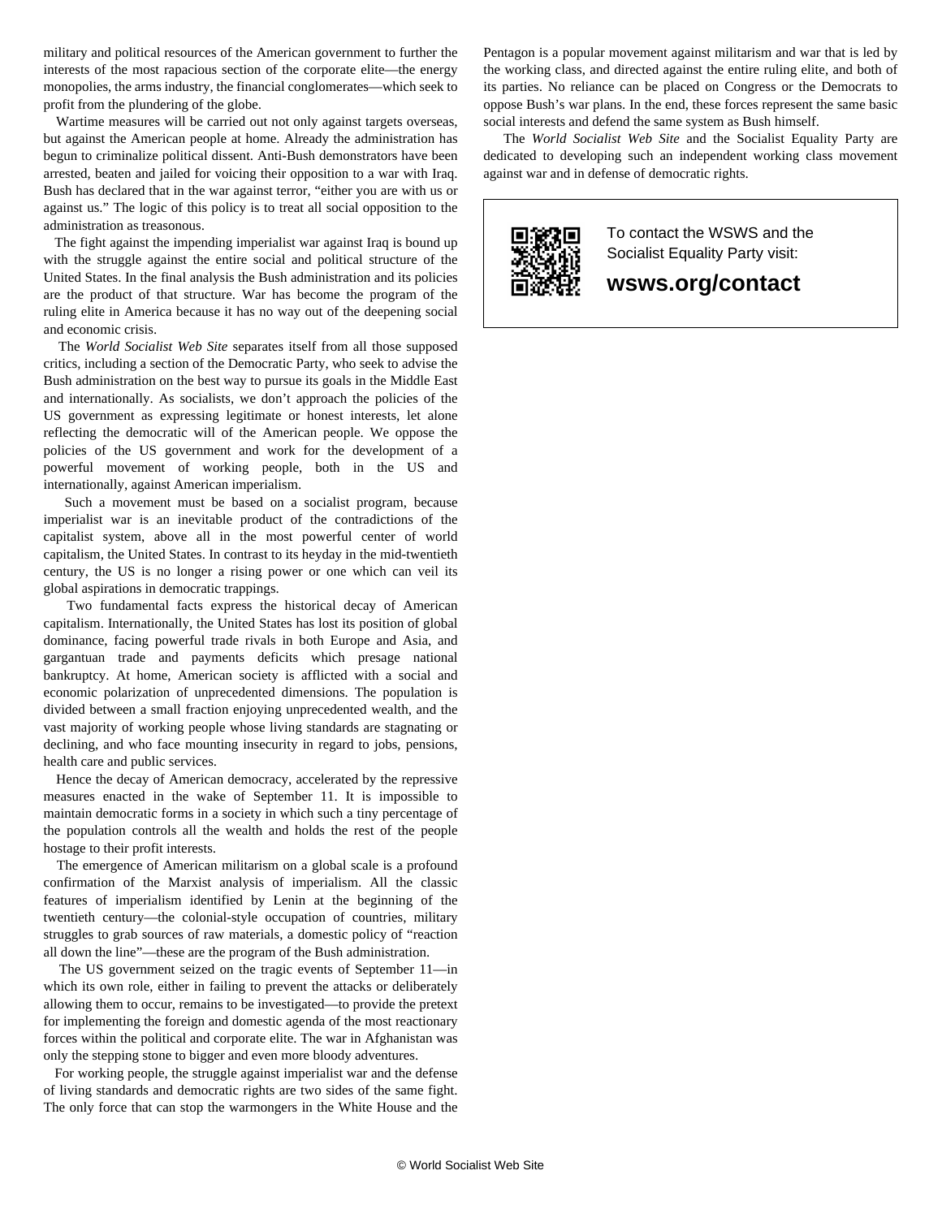military and political resources of the American government to further the interests of the most rapacious section of the corporate elite—the energy monopolies, the arms industry, the financial conglomerates—which seek to profit from the plundering of the globe.

Wartime measures will be carried out not only against targets overseas, but against the American people at home. Already the administration has begun to criminalize political dissent. Anti-Bush demonstrators have been arrested, beaten and jailed for voicing their opposition to a war with Iraq. Bush has declared that in the war against terror, "either you are with us or against us." The logic of this policy is to treat all social opposition to the administration as treasonous.

The fight against the impending imperialist war against Iraq is bound up with the struggle against the entire social and political structure of the United States. In the final analysis the Bush administration and its policies are the product of that structure. War has become the program of the ruling elite in America because it has no way out of the deepening social and economic crisis.

The *World Socialist Web Site* separates itself from all those supposed critics, including a section of the Democratic Party, who seek to advise the Bush administration on the best way to pursue its goals in the Middle East and internationally. As socialists, we don't approach the policies of the US government as expressing legitimate or honest interests, let alone reflecting the democratic will of the American people. We oppose the policies of the US government and work for the development of a powerful movement of working people, both in the US and internationally, against American imperialism.

Such a movement must be based on a socialist program, because imperialist war is an inevitable product of the contradictions of the capitalist system, above all in the most powerful center of world capitalism, the United States. In contrast to its heyday in the mid-twentieth century, the US is no longer a rising power or one which can veil its global aspirations in democratic trappings.

Two fundamental facts express the historical decay of American capitalism. Internationally, the United States has lost its position of global dominance, facing powerful trade rivals in both Europe and Asia, and gargantuan trade and payments deficits which presage national bankruptcy. At home, American society is afflicted with a social and economic polarization of unprecedented dimensions. The population is divided between a small fraction enjoying unprecedented wealth, and the vast majority of working people whose living standards are stagnating or declining, and who face mounting insecurity in regard to jobs, pensions, health care and public services.

Hence the decay of American democracy, accelerated by the repressive measures enacted in the wake of September 11. It is impossible to maintain democratic forms in a society in which such a tiny percentage of the population controls all the wealth and holds the rest of the people hostage to their profit interests.

The emergence of American militarism on a global scale is a profound confirmation of the Marxist analysis of imperialism. All the classic features of imperialism identified by Lenin at the beginning of the twentieth century—the colonial-style occupation of countries, military struggles to grab sources of raw materials, a domestic policy of "reaction all down the line"—these are the program of the Bush administration.

The US government seized on the tragic events of September 11—in which its own role, either in failing to prevent the attacks or deliberately allowing them to occur, remains to be investigated—to provide the pretext for implementing the foreign and domestic agenda of the most reactionary forces within the political and corporate elite. The war in Afghanistan was only the stepping stone to bigger and even more bloody adventures.

For working people, the struggle against imperialist war and the defense of living standards and democratic rights are two sides of the same fight. The only force that can stop the warmongers in the White House and the Pentagon is a popular movement against militarism and war that is led by the working class, and directed against the entire ruling elite, and both of its parties. No reliance can be placed on Congress or the Democrats to oppose Bush's war plans. In the end, these forces represent the same basic social interests and defend the same system as Bush himself.

The *World Socialist Web Site* and the Socialist Equality Party are dedicated to developing such an independent working class movement against war and in defense of democratic rights.

To contact the WSWS and the Socialist Equality Party visit:

**wsws.org/contact**